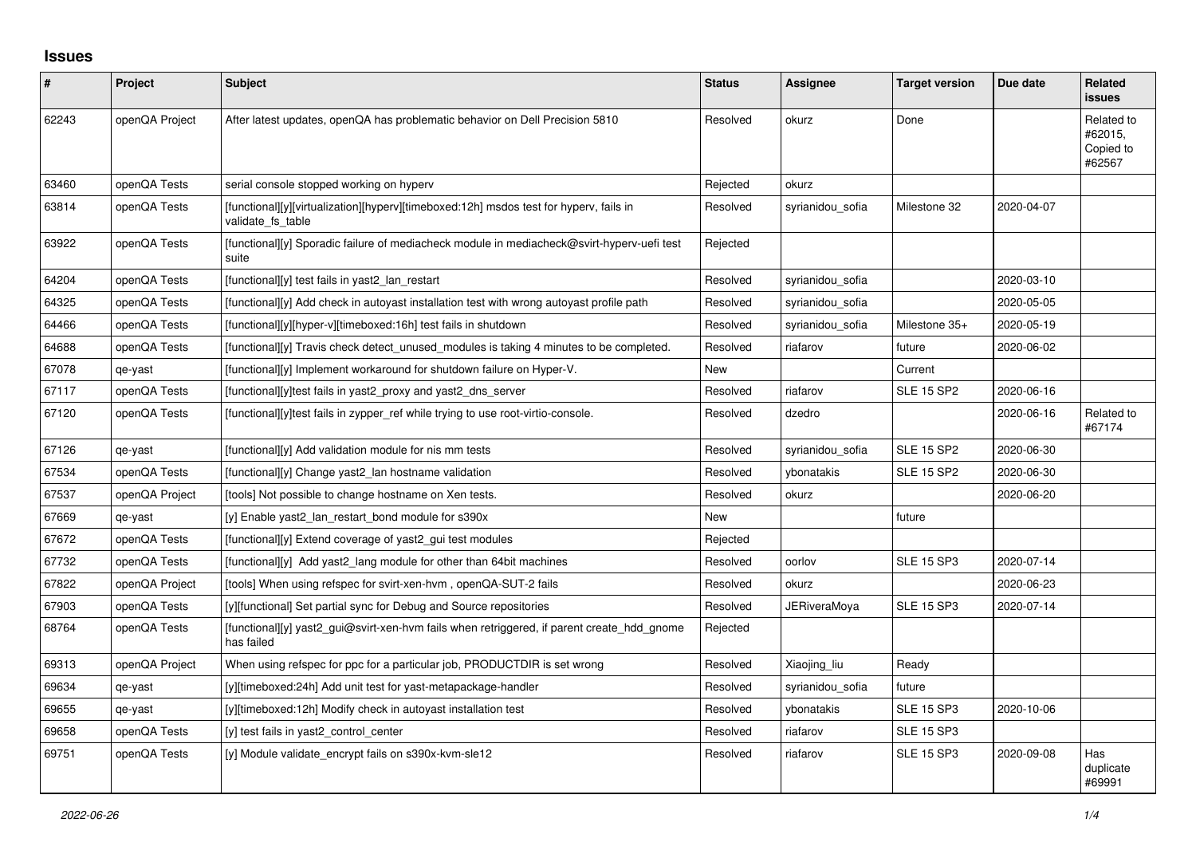# Issues

| # | Project | Subject | Status | Assignee | Target version | Due date | Related issues |
|---|---|---|---|---|---|---|---|
| 62243 | openQA Project | After latest updates, openQA has problematic behavior on Dell Precision 5810 | Resolved | okurz | Done | | Related to #62015, Copied to #62567 |
| 63460 | openQA Tests | serial console stopped working on hyperv | Rejected | okurz | | | |
| 63814 | openQA Tests | [functional][y][virtualization][hyperv][timeboxed:12h] msdos test for hyperv, fails in validate_fs_table | Resolved | syrianidou_sofia | Milestone 32 | 2020-04-07 | |
| 63922 | openQA Tests | [functional][y] Sporadic failure of mediacheck module in mediacheck@svirt-hyperv-uefi test suite | Rejected | | | | |
| 64204 | openQA Tests | [functional][y] test fails in yast2_lan_restart | Resolved | syrianidou_sofia | | 2020-03-10 | |
| 64325 | openQA Tests | [functional][y] Add check in autoyast installation test with wrong autoyast profile path | Resolved | syrianidou_sofia | | 2020-05-05 | |
| 64466 | openQA Tests | [functional][y][hyper-v][timeboxed:16h] test fails in shutdown | Resolved | syrianidou_sofia | Milestone 35+ | 2020-05-19 | |
| 64688 | openQA Tests | [functional][y] Travis check detect_unused_modules is taking 4 minutes to be completed. | Resolved | riafarov | future | 2020-06-02 | |
| 67078 | qe-yast | [functional][y] Implement workaround for shutdown failure on Hyper-V. | New | | Current | | |
| 67117 | openQA Tests | [functional][y]test fails in yast2_proxy and yast2_dns_server | Resolved | riafarov | SLE 15 SP2 | 2020-06-16 | |
| 67120 | openQA Tests | [functional][y]test fails in zypper_ref while trying to use root-virtio-console. | Resolved | dzedro | | 2020-06-16 | Related to #67174 |
| 67126 | qe-yast | [functional][y] Add validation module for nis mm tests | Resolved | syrianidou_sofia | SLE 15 SP2 | 2020-06-30 | |
| 67534 | openQA Tests | [functional][y] Change yast2_lan hostname validation | Resolved | ybonatakis | SLE 15 SP2 | 2020-06-30 | |
| 67537 | openQA Project | [tools] Not possible to change hostname on Xen tests. | Resolved | okurz | | 2020-06-20 | |
| 67669 | qe-yast | [y] Enable yast2_lan_restart_bond module for s390x | New | | future | | |
| 67672 | openQA Tests | [functional][y] Extend coverage of yast2_gui test modules | Rejected | | | | |
| 67732 | openQA Tests | [functional][y] Add yast2_lang module for other than 64bit machines | Resolved | oorlov | SLE 15 SP3 | 2020-07-14 | |
| 67822 | openQA Project | [tools] When using refspec for svirt-xen-hvm , openQA-SUT-2 fails | Resolved | okurz | | 2020-06-23 | |
| 67903 | openQA Tests | [y][functional] Set partial sync for Debug and Source repositories | Resolved | JERiveraMoya | SLE 15 SP3 | 2020-07-14 | |
| 68764 | openQA Tests | [functional][y] yast2_gui@svirt-xen-hvm fails when retriggered, if parent create_hdd_gnome has failed | Rejected | | | | |
| 69313 | openQA Project | When using refspec for ppc for a particular job, PRODUCTDIR is set wrong | Resolved | Xiaojing_liu | Ready | | |
| 69634 | qe-yast | [y][timeboxed:24h] Add unit test for yast-metapackage-handler | Resolved | syrianidou_sofia | future | | |
| 69655 | qe-yast | [y][timeboxed:12h] Modify check in autoyast installation test | Resolved | ybonatakis | SLE 15 SP3 | 2020-10-06 | |
| 69658 | openQA Tests | [y] test fails in yast2_control_center | Resolved | riafarov | SLE 15 SP3 | | |
| 69751 | openQA Tests | [y] Module validate_encrypt fails on s390x-kvm-sle12 | Resolved | riafarov | SLE 15 SP3 | 2020-09-08 | Has duplicate #69991 |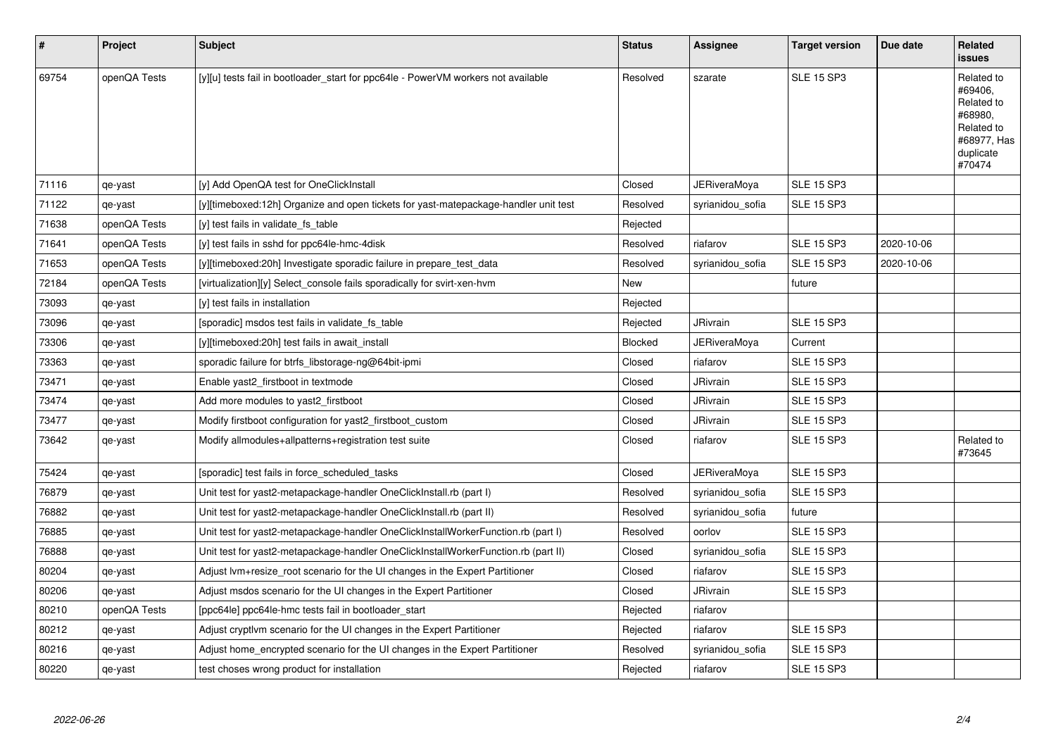| # | Project | Subject | Status | Assignee | Target version | Due date | Related issues |
|---|---|---|---|---|---|---|---|
| 69754 | openQA Tests | [y][u] tests fail in bootloader_start for ppc64le - PowerVM workers not available | Resolved | szarate | SLE 15 SP3 | | Related to #69406, Related to #68980, Related to #68977, Has duplicate #70474 |
| 71116 | qe-yast | [y] Add OpenQA test for OneClickInstall | Closed | JERiveraMoya | SLE 15 SP3 | | |
| 71122 | qe-yast | [y][timeboxed:12h] Organize and open tickets for yast-matepackage-handler unit test | Resolved | syrianidou_sofia | SLE 15 SP3 | | |
| 71638 | openQA Tests | [y] test fails in validate_fs_table | Rejected | | | | |
| 71641 | openQA Tests | [y] test fails in sshd for ppc64le-hmc-4disk | Resolved | riafarov | SLE 15 SP3 | 2020-10-06 | |
| 71653 | openQA Tests | [y][timeboxed:20h] Investigate sporadic failure in prepare_test_data | Resolved | syrianidou_sofia | SLE 15 SP3 | 2020-10-06 | |
| 72184 | openQA Tests | [virtualization][y] Select_console fails sporadically for svirt-xen-hvm | New | | future | | |
| 73093 | qe-yast | [y] test fails in installation | Rejected | | | | |
| 73096 | qe-yast | [sporadic] msdos test fails in validate_fs_table | Rejected | JRivrain | SLE 15 SP3 | | |
| 73306 | qe-yast | [y][timeboxed:20h] test fails in await_install | Blocked | JERiveraMoya | Current | | |
| 73363 | qe-yast | sporadic failure for btrfs_libstorage-ng@64bit-ipmi | Closed | riafarov | SLE 15 SP3 | | |
| 73471 | qe-yast | Enable yast2_firstboot in textmode | Closed | JRivrain | SLE 15 SP3 | | |
| 73474 | qe-yast | Add more modules to yast2_firstboot | Closed | JRivrain | SLE 15 SP3 | | |
| 73477 | qe-yast | Modify firstboot configuration for yast2_firstboot_custom | Closed | JRivrain | SLE 15 SP3 | | |
| 73642 | qe-yast | Modify allmodules+allpatterns+registration test suite | Closed | riafarov | SLE 15 SP3 | | Related to #73645 |
| 75424 | qe-yast | [sporadic] test fails in force_scheduled_tasks | Closed | JERiveraMoya | SLE 15 SP3 | | |
| 76879 | qe-yast | Unit test for yast2-metapackage-handler OneClickInstall.rb (part I) | Resolved | syrianidou_sofia | SLE 15 SP3 | | |
| 76882 | qe-yast | Unit test for yast2-metapackage-handler OneClickInstall.rb (part II) | Resolved | syrianidou_sofia | future | | |
| 76885 | qe-yast | Unit test for yast2-metapackage-handler OneClickInstallWorkerFunction.rb (part I) | Resolved | oorlov | SLE 15 SP3 | | |
| 76888 | qe-yast | Unit test for yast2-metapackage-handler OneClickInstallWorkerFunction.rb (part II) | Closed | syrianidou_sofia | SLE 15 SP3 | | |
| 80204 | qe-yast | Adjust lvm+resize_root scenario for the UI changes in the Expert Partitioner | Closed | riafarov | SLE 15 SP3 | | |
| 80206 | qe-yast | Adjust msdos scenario for the UI changes in the Expert Partitioner | Closed | JRivrain | SLE 15 SP3 | | |
| 80210 | openQA Tests | [ppc64le] ppc64le-hmc tests fail in bootloader_start | Rejected | riafarov | | | |
| 80212 | qe-yast | Adjust cryptlvm scenario for the UI changes in the Expert Partitioner | Rejected | riafarov | SLE 15 SP3 | | |
| 80216 | qe-yast | Adjust home_encrypted scenario for the UI changes in the Expert Partitioner | Resolved | syrianidou_sofia | SLE 15 SP3 | | |
| 80220 | qe-yast | test choses wrong product for installation | Rejected | riafarov | SLE 15 SP3 | | |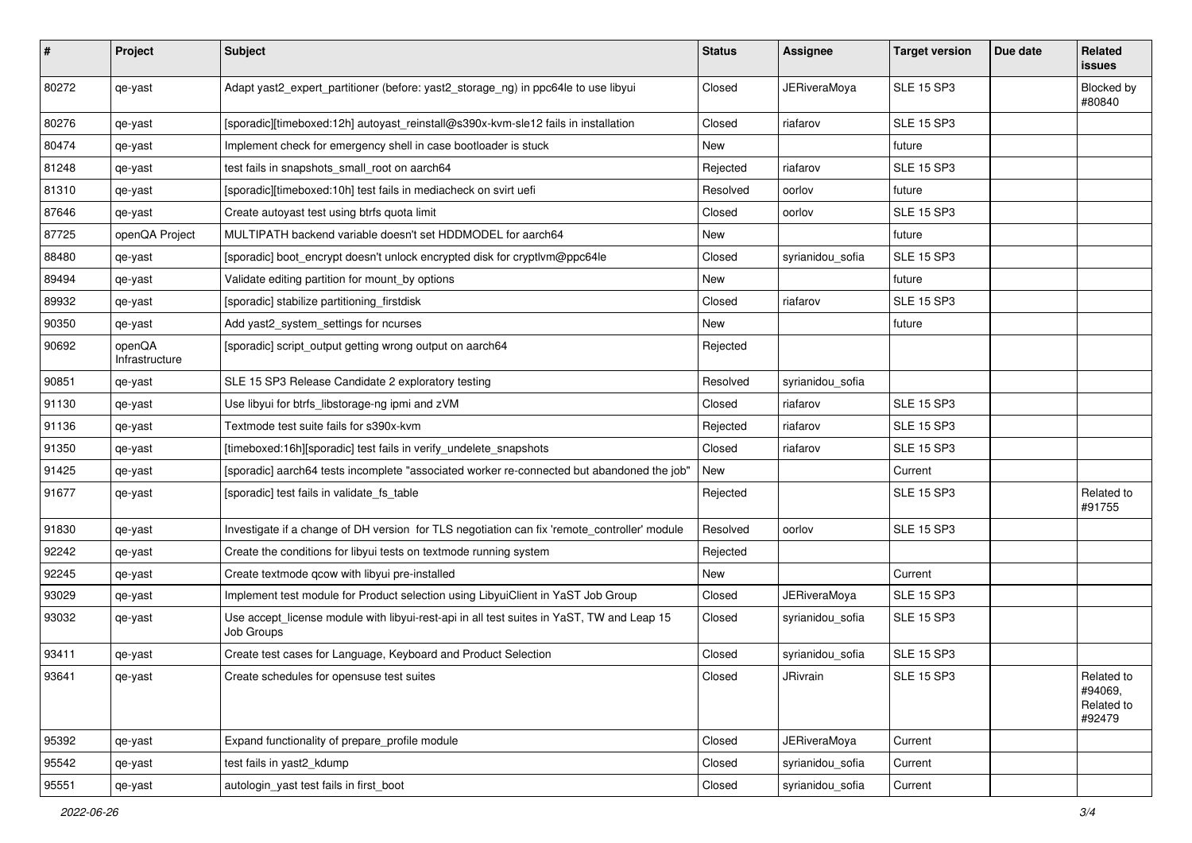| # | Project | Subject | Status | Assignee | Target version | Due date | Related issues |
|---|---|---|---|---|---|---|---|
| 80272 | qe-yast | Adapt yast2_expert_partitioner (before: yast2_storage_ng) in ppc64le to use libyui | Closed | JERiveraMoya | SLE 15 SP3 | | Blocked by #80840 |
| 80276 | qe-yast | [sporadic][timeboxed:12h] autoyast_reinstall@s390x-kvm-sle12 fails in installation | Closed | riafarov | SLE 15 SP3 | | |
| 80474 | qe-yast | Implement check for emergency shell in case bootloader is stuck | New | | future | | |
| 81248 | qe-yast | test fails in snapshots_small_root on aarch64 | Rejected | riafarov | SLE 15 SP3 | | |
| 81310 | qe-yast | [sporadic][timeboxed:10h] test fails in mediacheck on svirt uefi | Resolved | oorlov | future | | |
| 87646 | qe-yast | Create autoyast test using btrfs quota limit | Closed | oorlov | SLE 15 SP3 | | |
| 87725 | openQA Project | MULTIPATH backend variable doesn't set HDDMODEL for aarch64 | New | | future | | |
| 88480 | qe-yast | [sporadic] boot_encrypt doesn't unlock encrypted disk for cryptlvm@ppc64le | Closed | syrianidou_sofia | SLE 15 SP3 | | |
| 89494 | qe-yast | Validate editing partition for mount_by options | New | | future | | |
| 89932 | qe-yast | [sporadic] stabilize partitioning_firstdisk | Closed | riafarov | SLE 15 SP3 | | |
| 90350 | qe-yast | Add yast2_system_settings for ncurses | New | | future | | |
| 90692 | openQA Infrastructure | [sporadic] script_output getting wrong output on aarch64 | Rejected | | | | |
| 90851 | qe-yast | SLE 15 SP3 Release Candidate 2 exploratory testing | Resolved | syrianidou_sofia | | | |
| 91130 | qe-yast | Use libyui for btrfs_libstorage-ng ipmi and zVM | Closed | riafarov | SLE 15 SP3 | | |
| 91136 | qe-yast | Textmode test suite fails for s390x-kvm | Rejected | riafarov | SLE 15 SP3 | | |
| 91350 | qe-yast | [timeboxed:16h][sporadic] test fails in verify_undelete_snapshots | Closed | riafarov | SLE 15 SP3 | | |
| 91425 | qe-yast | [sporadic] aarch64 tests incomplete "associated worker re-connected but abandoned the job" | New | | Current | | |
| 91677 | qe-yast | [sporadic] test fails in validate_fs_table | Rejected | | SLE 15 SP3 | | Related to #91755 |
| 91830 | qe-yast | Investigate if a change of DH version for TLS negotiation can fix 'remote_controller' module | Resolved | oorlov | SLE 15 SP3 | | |
| 92242 | qe-yast | Create the conditions for libyui tests on textmode running system | Rejected | | | | |
| 92245 | qe-yast | Create textmode qcow with libyui pre-installed | New | | Current | | |
| 93029 | qe-yast | Implement test module for Product selection using LibyuiClient in YaST Job Group | Closed | JERiveraMoya | SLE 15 SP3 | | |
| 93032 | qe-yast | Use accept_license module with libyui-rest-api in all test suites in YaST, TW and Leap 15 Job Groups | Closed | syrianidou_sofia | SLE 15 SP3 | | |
| 93411 | qe-yast | Create test cases for Language, Keyboard and Product Selection | Closed | syrianidou_sofia | SLE 15 SP3 | | |
| 93641 | qe-yast | Create schedules for opensuse test suites | Closed | JRivrain | SLE 15 SP3 | | Related to #94069, Related to #92479 |
| 95392 | qe-yast | Expand functionality of prepare_profile module | Closed | JERiveraMoya | Current | | |
| 95542 | qe-yast | test fails in yast2_kdump | Closed | syrianidou_sofia | Current | | |
| 95551 | qe-yast | autologin_yast test fails in first_boot | Closed | syrianidou_sofia | Current | | |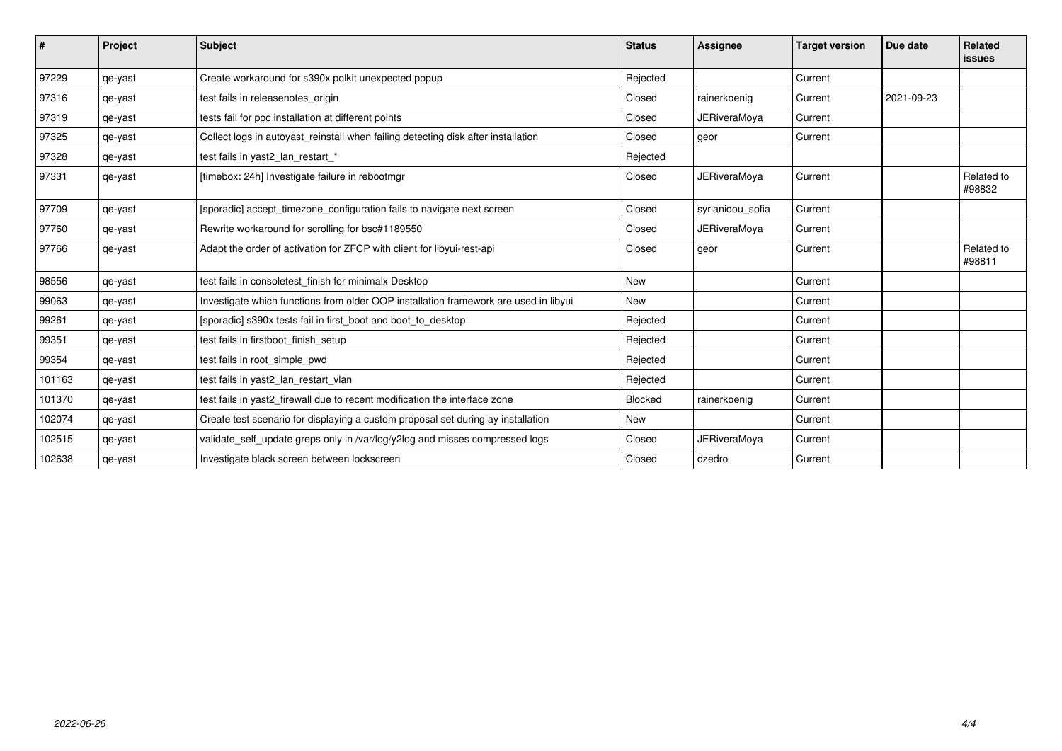| # | Project | Subject | Status | Assignee | Target version | Due date | Related issues |
|---|---|---|---|---|---|---|---|
| 97229 | qe-yast | Create workaround for s390x polkit unexpected popup | Rejected | | Current | | |
| 97316 | qe-yast | test fails in releasenotes_origin | Closed | rainerkoenig | Current | 2021-09-23 | |
| 97319 | qe-yast | tests fail for ppc installation at different points | Closed | JERiveraMoya | Current | | |
| 97325 | qe-yast | Collect logs in autoyast_reinstall when failing detecting disk after installation | Closed | geor | Current | | |
| 97328 | qe-yast | test fails in yast2_lan_restart_* | Rejected | | | | |
| 97331 | qe-yast | [timebox: 24h] Investigate failure in rebootmgr | Closed | JERiveraMoya | Current | | Related to #98832 |
| 97709 | qe-yast | [sporadic] accept_timezone_configuration fails to navigate next screen | Closed | syrianidou_sofia | Current | | |
| 97760 | qe-yast | Rewrite workaround for scrolling for bsc#1189550 | Closed | JERiveraMoya | Current | | |
| 97766 | qe-yast | Adapt the order of activation for ZFCP with client for libyui-rest-api | Closed | geor | Current | | Related to #98811 |
| 98556 | qe-yast | test fails in consoletest_finish for minimalx Desktop | New | | Current | | |
| 99063 | qe-yast | Investigate which functions from older OOP installation framework are used in libyui | New | | Current | | |
| 99261 | qe-yast | [sporadic] s390x tests fail in first_boot and boot_to_desktop | Rejected | | Current | | |
| 99351 | qe-yast | test fails in firstboot_finish_setup | Rejected | | Current | | |
| 99354 | qe-yast | test fails in root_simple_pwd | Rejected | | Current | | |
| 101163 | qe-yast | test fails in yast2_lan_restart_vlan | Rejected | | Current | | |
| 101370 | qe-yast | test fails in yast2_firewall due to recent modification the interface zone | Blocked | rainerkoenig | Current | | |
| 102074 | qe-yast | Create test scenario for displaying a custom proposal set during ay installation | New | | Current | | |
| 102515 | qe-yast | validate_self_update greps only in /var/log/y2log and misses compressed logs | Closed | JERiveraMoya | Current | | |
| 102638 | qe-yast | Investigate black screen between lockscreen | Closed | dzedro | Current | | |